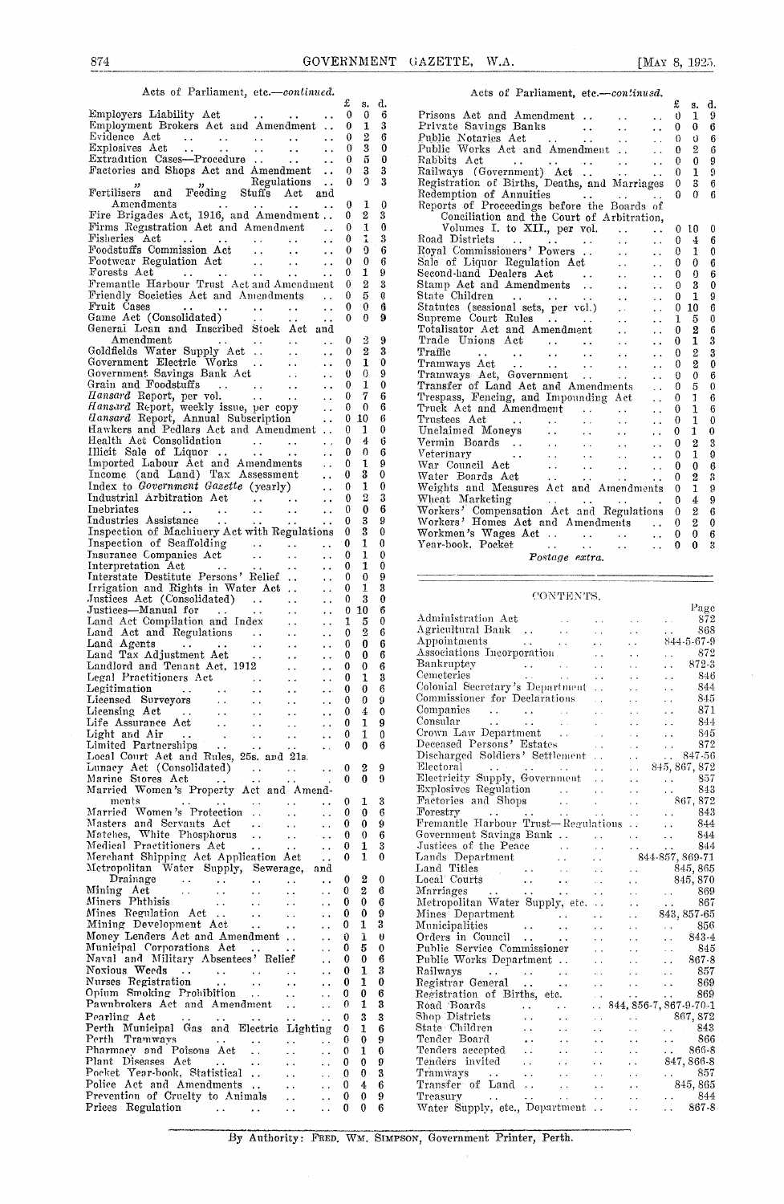### Acts of Parliament, etc.—*continued.*

| | £ | s. | d. |
|---|---|---|---|
| Employers Liability Act | 0 | 0 | 6 |
| Employment Brokers Act and Amendment | 0 | 1 | 3 |
| Evidence Act | 0 | 2 | 6 |
| Explosives Act | 0 | 3 | 0 |
| Extradition Cases—Procedure | 0 | 5 | 0 |
| Factories and Shops Act and Amendment | 0 | 3 | 3 |
| " " Regulations | 0 | 3 | 3 |
| Fertilisers and Feeding Stuffs Act and Amendments | 0 | 1 | 0 |
| Fire Brigades Act, 1916, and Amendment | 0 | 2 | 3 |
| Firms Registration Act and Amendment | 0 | 1 | 0 |
| Fisheries Act | 0 | 1 | 3 |
| Foodstuffs Commission Act | 0 | 0 | 6 |
| Footwear Regulation Act | 0 | 0 | 6 |
| Forests Act | 0 | 1 | 9 |
| Fremantle Harbour Trust Act and Amendment | 0 | 2 | 3 |
| Friendly Societies Act and Amendments | 0 | 5 | 0 |
| Fruit Cases | 0 | 0 | 6 |
| Game Act (Consolidated) | 0 | 0 | 9 |
| General Loan and Inscribed Stock Act and Amendment | 0 | 2 | 9 |
| Goldfields Water Supply Act | 0 | 2 | 3 |
| Government Electric Works | 0 | 1 | 0 |
| Government Savings Bank Act | 0 | 0 | 9 |
| Grain and Foodstuffs | 0 | 1 | 0 |
| *Hansard* Report, per vol. | 0 | 7 | 6 |
| *Hansard* Report, weekly issue, per copy | 0 | 0 | 6 |
| *Hansard* Report, Annual Subscription | 0 | 10 | 6 |
| Hawkers and Pedlars Act and Amendment | 0 | 1 | 0 |
| Health Act Consolidation | 0 | 4 | 6 |
| Illicit Sale of Liquor | 0 | 0 | 6 |
| Imported Labour Act and Amendments | 0 | 1 | 9 |
| Income (and Land) Tax Assessment | 0 | 3 | 0 |
| Index to *Government Gazette* (yearly) | 0 | 1 | 0 |
| Industrial Arbitration Act | 0 | 2 | 3 |
| Inebriates | 0 | 0 | 6 |
| Industries Assistance | 0 | 3 | 9 |
| Inspection of Machinery Act with Regulations | 0 | 3 | 0 |
| Inspection of Scaffolding | 0 | 1 | 0 |
| Insurance Companies Act | 0 | 1 | 0 |
| Interpretation Act | 0 | 1 | 0 |
| Interstate Destitute Persons' Relief | 0 | 0 | 9 |
| Irrigation and Rights in Water Act | 0 | 1 | 3 |
| Justices Act (Consolidated) | 0 | 3 | 0 |
| Justices—Manual for | 0 | 10 | 6 |
| Land Act Compilation and Index | 1 | 5 | 0 |
| Land Act and Regulations | 0 | 2 | 6 |
| Land Agents | 0 | 0 | 6 |
| Land Tax Adjustment Act | 0 | 0 | 6 |
| Landlord and Tenant Act, 1912 | 0 | 0 | 6 |
| Legal Practitioners Act | 0 | 1 | 3 |
| Legitimation | 0 | 0 | 6 |
| Licensed Surveyors | 0 | 0 | 9 |
| Licensing Act | 0 | 4 | 0 |
| Life Assurance Act | 0 | 1 | 9 |
| Light and Air | 0 | 1 | 0 |
| Limited Partnerships | 0 | 0 | 6 |
| Local Court Act and Rules, 25s. and 21s. | | | |
| Lunacy Act (Consolidated) | 0 | 2 | 9 |
| Marine Stores Act | 0 | 0 | 9 |
| Married Women's Property Act and Amendments | 0 | 1 | 3 |
| Married Women's Protection | 0 | 0 | 6 |
| Masters and Servants Act | 0 | 0 | 9 |
| Matches, White Phosphorus | 0 | 0 | 6 |
| Medical Practitioners Act | 0 | 1 | 3 |
| Merchant Shipping Act Application Act | 0 | 1 | 0 |
| Metropolitan Water Supply, Sewerage, and Drainage | 0 | 2 | 0 |
| Mining Act | 0 | 2 | 6 |
| Miners Phthisis | 0 | 0 | 6 |
| Mines Regulation Act | 0 | 0 | 9 |
| Mining Development Act | 0 | 1 | 3 |
| Money Lenders Act and Amendment | 0 | 1 | 0 |
| Municipal Corporations Act | 0 | 5 | 0 |
| Naval and Military Absentees' Relief | 0 | 0 | 6 |
| Noxious Weeds | 0 | 1 | 3 |
| Nurses Registration | 0 | 1 | 0 |
| Opium Smoking Prohibition | 0 | 0 | 6 |
| Pawnbrokers Act and Amendment | 0 | 1 | 3 |
| Pearling Act | 0 | 3 | 3 |
| Perth Municipal Gas and Electric Lighting | 0 | 1 | 6 |
| Perth Tramways | 0 | 0 | 9 |
| Pharmacy and Poisons Act | 0 | 1 | 0 |
| Plant Diseases Act | 0 | 0 | 9 |
| Pocket Year-book, Statistical | 0 | 0 | 3 |
| Police Act and Amendments | 0 | 4 | 6 |
| Prevention of Cruelty to Animals | 0 | 0 | 9 |
| Prices Regulation | 0 | 0 | 6 |
| Prisons Act and Amendment | 0 | 1 | 9 |
| Private Savings Banks | 0 | 0 | 6 |
| Public Notaries Act | 0 | 0 | 6 |
| Public Works Act and Amendment | 0 | 2 | 6 |
| Rabbits Act | 0 | 0 | 9 |
| Railways (Government) Act | 0 | 1 | 9 |
| Registration of Births, Deaths, and Marriages | 0 | 3 | 6 |
| Redemption of Annuities | 0 | 0 | 6 |
| Reports of Proceedings before the Boards of Conciliation and the Court of Arbitration, Volumes I. to XII., per vol. | 0 | 10 | 0 |
| Road Districts | 0 | 4 | 6 |
| Royal Commissioners' Powers | 0 | 1 | 0 |
| Sale of Liquor Regulation Act | 0 | 0 | 6 |
| Second-hand Dealers Act | 0 | 0 | 6 |
| Stamp Act and Amendments | 0 | 3 | 0 |
| State Children | 0 | 1 | 9 |
| Statutes (sessional sets, per vol.) | 0 | 10 | 6 |
| Supreme Court Rules | 1 | 5 | 0 |
| Totalisator Act and Amendment | 0 | 2 | 6 |
| Trade Unions Act | 0 | 1 | 3 |
| Traffic | 0 | 2 | 3 |
| Tramways Act | 0 | 2 | 0 |
| Tramways Act, Government | 0 | 0 | 6 |
| Transfer of Land Act and Amendments | 0 | 5 | 0 |
| Trespass, Fencing, and Impounding Act | 0 | 1 | 6 |
| Truck Act and Amendment | 0 | 1 | 6 |
| Trustees Act | 0 | 1 | 0 |
| Unclaimed Moneys | 0 | 1 | 0 |
| Vermin Boards | 0 | 2 | 3 |
| Veterinary | 0 | 1 | 0 |
| War Council Act | 0 | 0 | 6 |
| Water Boards Act | 0 | 2 | 3 |
| Weights and Measures Act and Amendments | 0 | 1 | 9 |
| Wheat Marketing | 0 | 4 | 9 |
| Workers' Compensation Act and Regulations | 0 | 2 | 6 |
| Workers' Homes Act and Amendments | 0 | 2 | 0 |
| Workmen's Wages Act | 0 | 0 | 6 |
| Year-book, Pocket | 0 | 0 | 3 |

*Postage extra.*

## CONTENTS.

| | Page |
|---|---|
| Administration Act | 872 |
| Agricultural Bank | 868 |
| Appointments | 844-5-67-9 |
| Associations Incorporation | 872 |
| Bankruptcy | 872-3 |
| Cemeteries | 846 |
| Colonial Secretary's Department | 844 |
| Commissioner for Declarations | 845 |
| Companies | 871 |
| Consular | 844 |
| Crown Law Department | 845 |
| Deceased Persons' Estates | 872 |
| Discharged Soldiers' Settlement | 847-56 |
| Electoral | 845, 867, 872 |
| Electricity Supply, Government | 857 |
| Explosives Regulation | 843 |
| Factories and Shops | 867, 872 |
| Forestry | 843 |
| Fremantle Harbour Trust—Regulations | 844 |
| Government Savings Bank | 844 |
| Justices of the Peace | 844 |
| Lands Department | 844-857, 869-71 |
| Land Titles | 845, 865 |
| Local Courts | 845, 870 |
| Marriages | 869 |
| Metropolitan Water Supply, etc. | 867 |
| Mines Department | 843, 857-65 |
| Municipalities | 856 |
| Orders in Council | 843-4 |
| Public Service Commissioner | 845 |
| Public Works Department | 867-8 |
| Railways | 857 |
| Registrar General | 869 |
| Registration of Births, etc. | 869 |
| Road Boards | 844, 856-7, 867-9-70-1 |
| Shop Districts | 867, 872 |
| State Children | 843 |
| Tender Board | 866 |
| Tenders accepted | 866-8 |
| Tenders invited | 847, 866-8 |
| Tramways | 857 |
| Transfer of Land | 845, 865 |
| Treasury | 844 |
| Water Supply, etc., Department | 867-8 |

By Authority: FRED. WM. SIMPSON, Government Printer, Perth.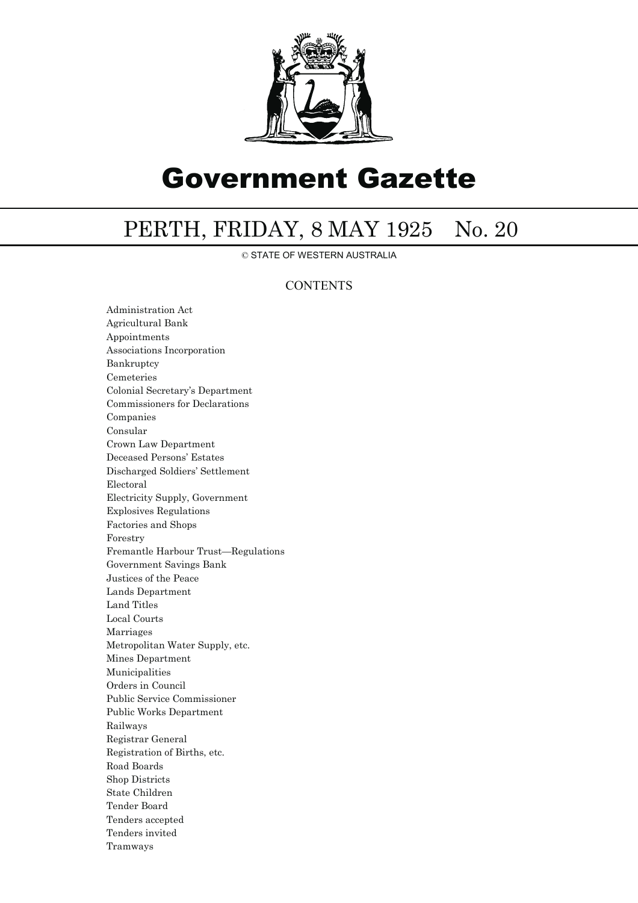# Government Gazette

## PERTH, FRIDAY, 8 MAY 1925 No. 20

© STATE OF WESTERN AUSTRALIA

### CONTENTS

Administration Act
Agricultural Bank
Appointments
Associations Incorporation
Bankruptcy
Cemeteries
Colonial Secretary's Department
Commissioners for Declarations
Companies
Consular
Crown Law Department
Deceased Persons' Estates
Discharged Soldiers' Settlement
Electoral
Electricity Supply, Government
Explosives Regulations
Factories and Shops
Forestry
Fremantle Harbour Trust—Regulations
Government Savings Bank
Justices of the Peace
Lands Department
Land Titles
Local Courts
Marriages
Metropolitan Water Supply, etc.
Mines Department
Municipalities
Orders in Council
Public Service Commissioner
Public Works Department
Railways
Registrar General
Registration of Births, etc.
Road Boards
Shop Districts
State Children
Tender Board
Tenders accepted
Tenders invited
Tramways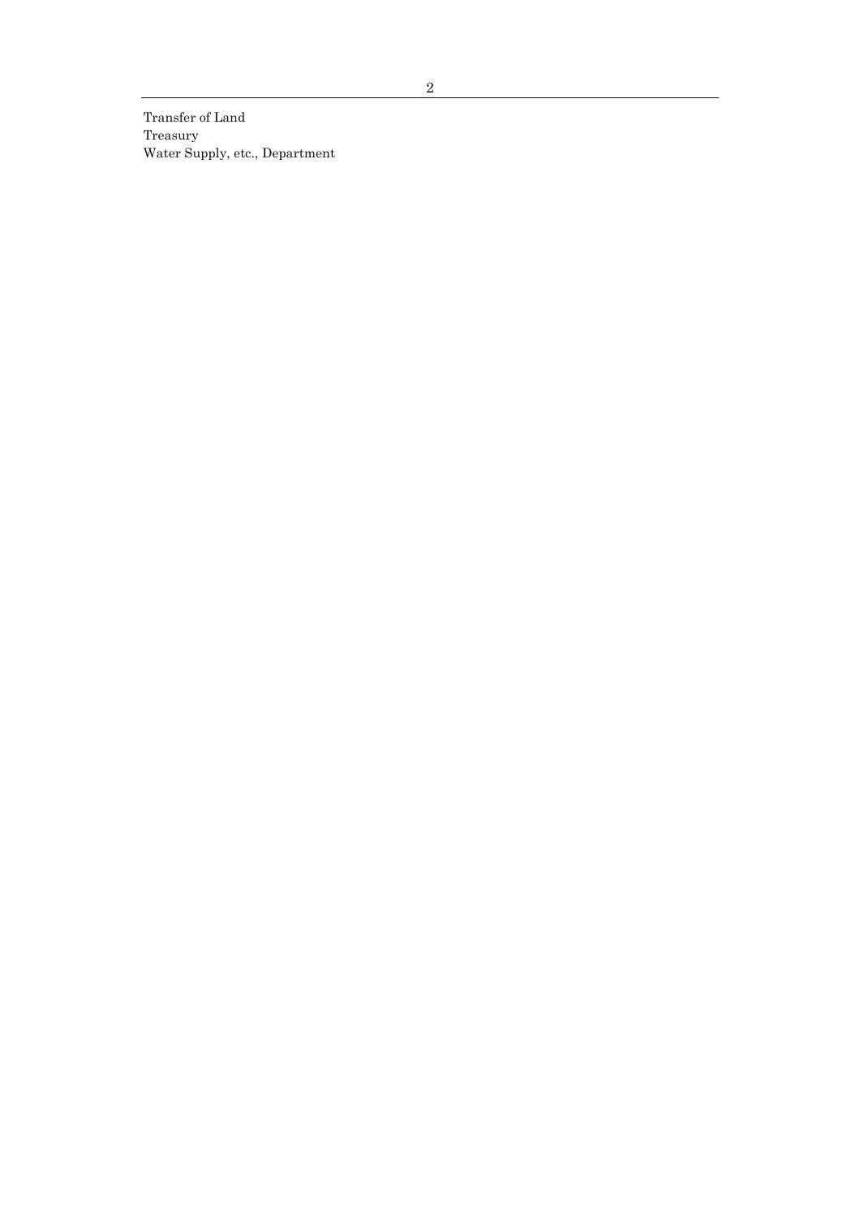Transfer of Land
Treasury
Water Supply, etc., Department